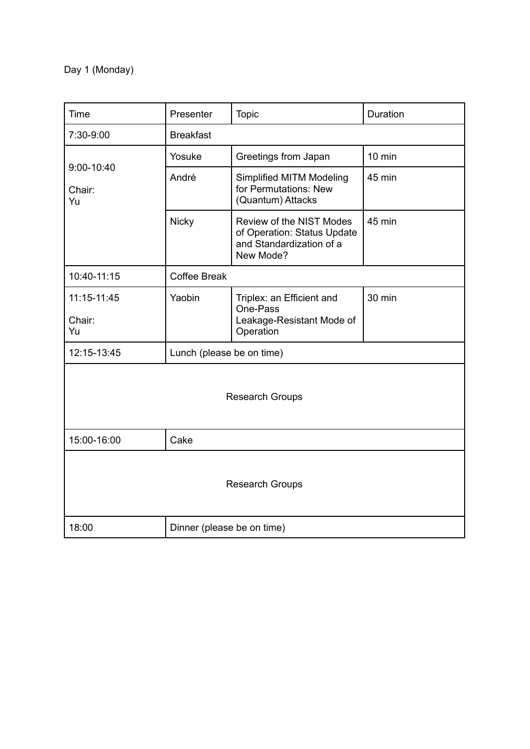Day 1 (Monday)

| Time | Presenter | Topic | Duration |
| --- | --- | --- | --- |
| 7:30-9:00 | Breakfast | | |
| 9:00-10:40<br><br>Chair: Yu | Yosuke | Greetings from Japan | 10 min |
| | André | Simplified MITM Modeling for Permutations: New (Quantum) Attacks | 45 min |
| | Nicky | Review of the NIST Modes of Operation: Status Update and Standardization of a New Mode? | 45 min |
| 10:40-11:15 | Coffee Break | | |
| 11:15-11:45<br><br>Chair: Yu | Yaobin | Triplex: an Efficient and One-Pass Leakage-Resistant Mode of Operation | 30 min |
| 12:15-13:45 | Lunch (please be on time) | | |
| Research Groups | | | |
| 15:00-16:00 | Cake | | |
| Research Groups | | | |
| 18:00 | Dinner (please be on time) | | |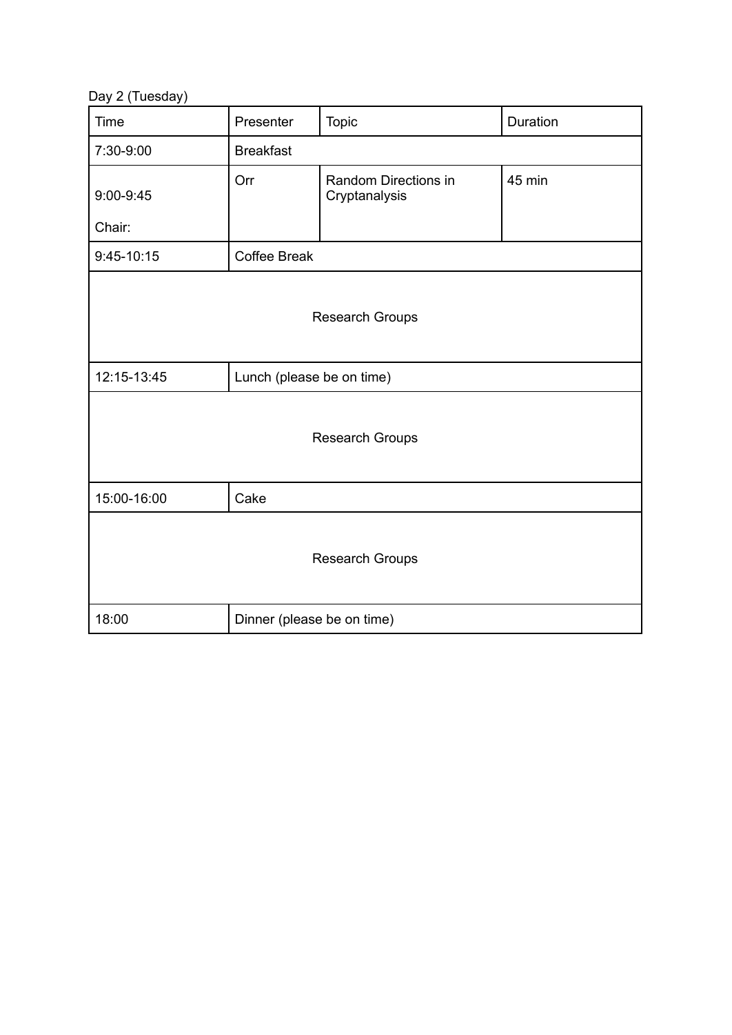Day 2 (Tuesday)

| Time | Presenter | Topic | Duration |
| --- | --- | --- | --- |
| 7:30-9:00 | Breakfast | | |
| 9:00-9:45<br>Chair: | Orr | Random Directions in Cryptanalysis | 45 min |
| 9:45-10:15 | Coffee Break | | |
| Research Groups | | | |
| 12:15-13:45 | Lunch (please be on time) | | |
| Research Groups | | | |
| 15:00-16:00 | Cake | | |
| Research Groups | | | |
| 18:00 | Dinner (please be on time) | | |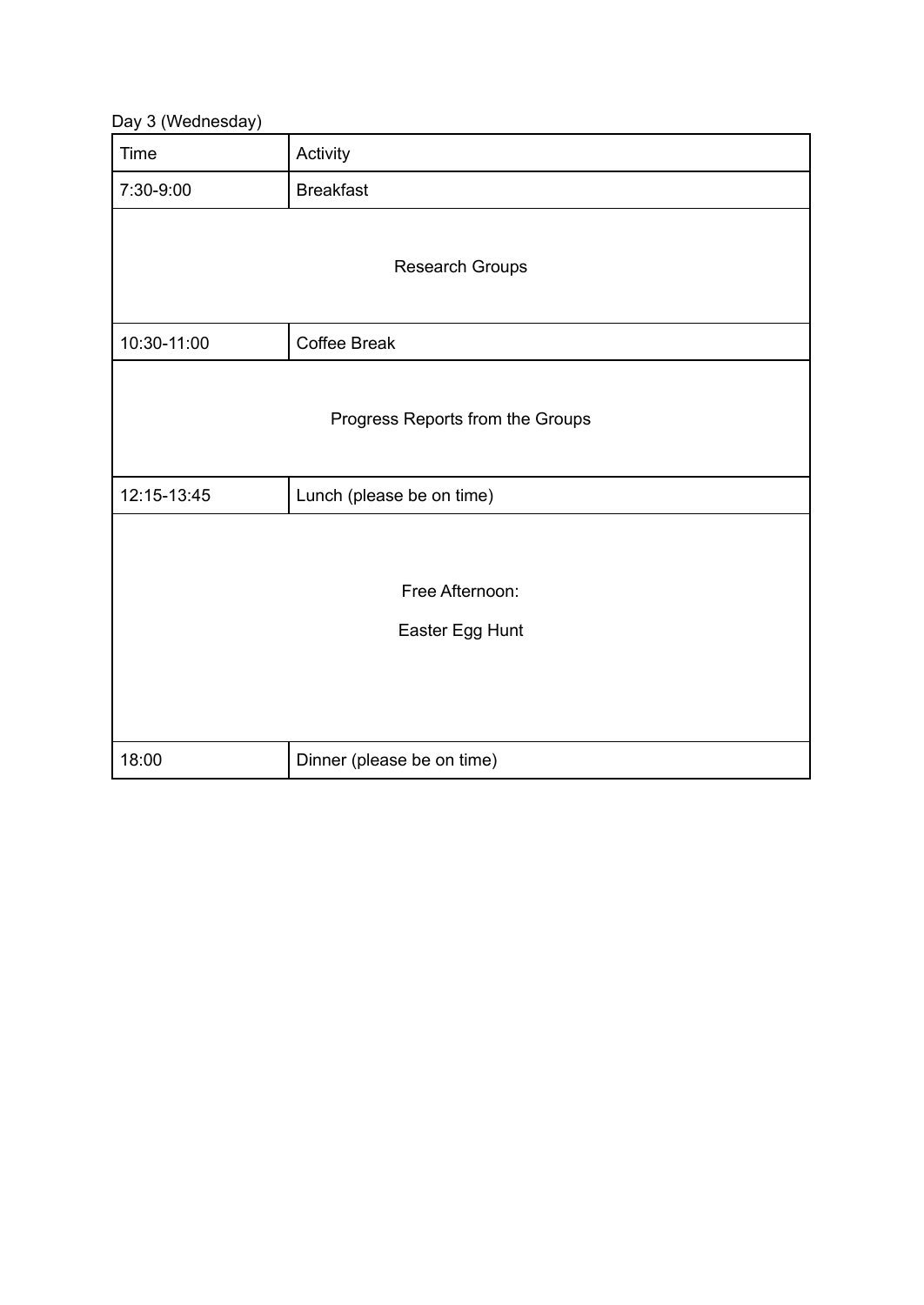Day 3 (Wednesday)

| Time | Activity |
| --- | --- |
| 7:30-9:00 | Breakfast |
| Research Groups | |
| 10:30-11:00 | Coffee Break |
| Progress Reports from the Groups | |
| 12:15-13:45 | Lunch (please be on time) |
| Free Afternoon: Easter Egg Hunt | |
| 18:00 | Dinner (please be on time) |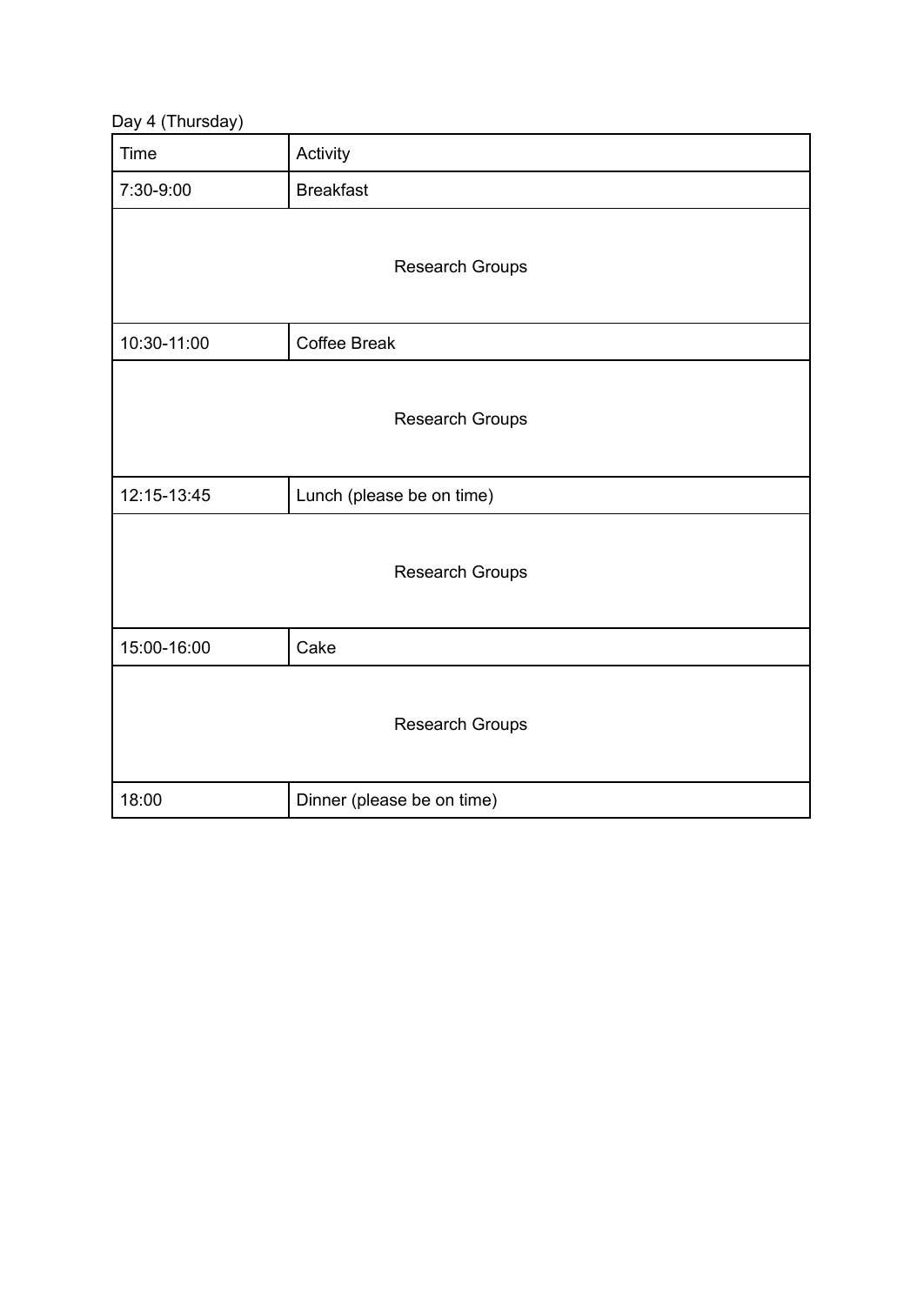Day 4 (Thursday)

| Time | Activity |
| --- | --- |
| 7:30-9:00 | Breakfast |
| Research Groups | |
| 10:30-11:00 | Coffee Break |
| Research Groups | |
| 12:15-13:45 | Lunch (please be on time) |
| Research Groups | |
| 15:00-16:00 | Cake |
| Research Groups | |
| 18:00 | Dinner (please be on time) |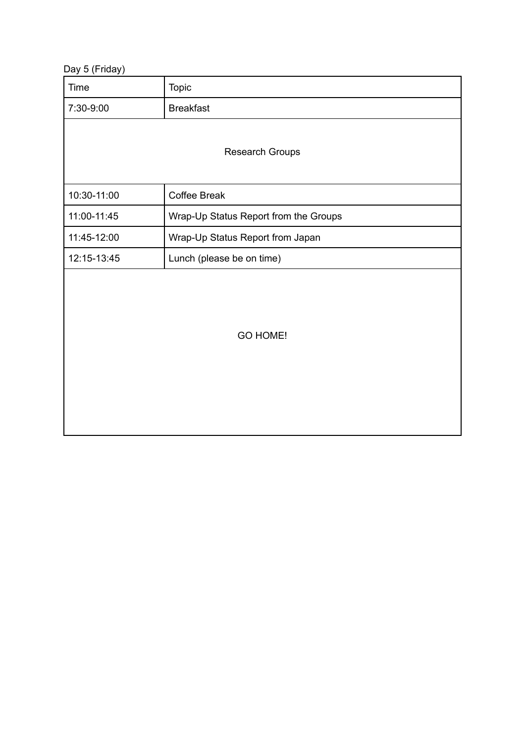Day 5 (Friday)

| Time | Topic |
| --- | --- |
| 7:30-9:00 | Breakfast |
| Research Groups | |
| 10:30-11:00 | Coffee Break |
| 11:00-11:45 | Wrap-Up Status Report from the Groups |
| 11:45-12:00 | Wrap-Up Status Report from Japan |
| 12:15-13:45 | Lunch (please be on time) |
| GO HOME! | |